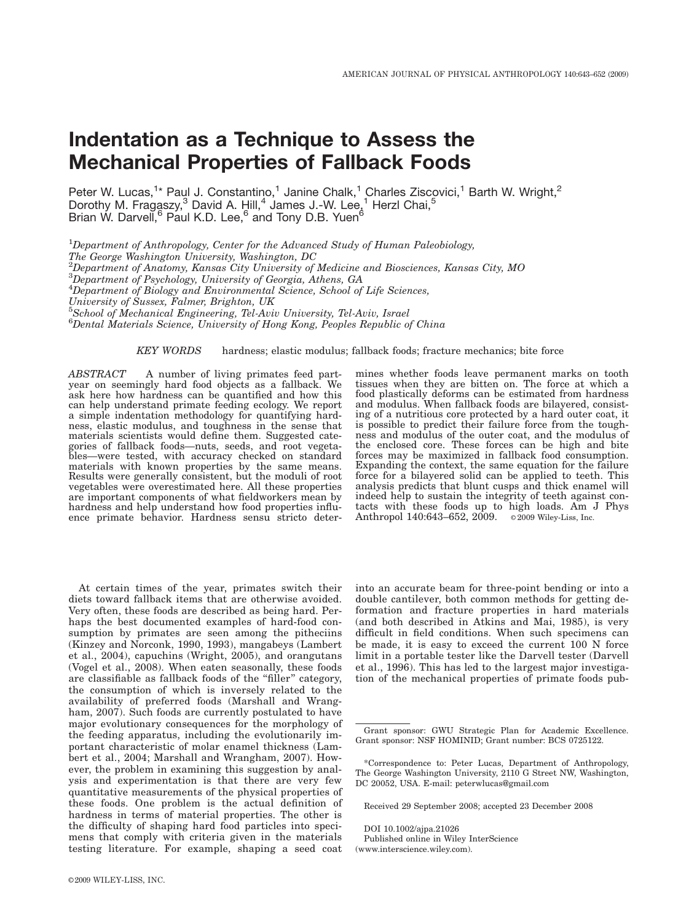# Indentation as a Technique to Assess the Mechanical Properties of Fallback Foods

Peter W. Lucas,[1]* Paul J. Constantino,[1] Janine Chalk,[1] Charles Ziscovici,[1] Barth W. Wright,[2] Dorothy M. Fragaszy,[3] David A. Hill,[4] James J.-W. Lee,[1] Herzl Chai,[5] Brian W. Darvell,[6] Paul K.D. Lee,[6] and Tony D.B. Yuen[6]

[1]*Department of Anthropology, Center for the Advanced Study of Human Paleobiology, The George Washington University, Washington, DC*
[2]*Department of Anatomy, Kansas City University of Medicine and Biosciences, Kansas City, MO*
[3]*Department of Psychology, University of Georgia, Athens, GA*
[4]*Department of Biology and Environmental Science, School of Life Sciences, University of Sussex, Falmer, Brighton, UK*
[5]*School of Mechanical Engineering, Tel-Aviv University, Tel-Aviv, Israel*
[6]*Dental Materials Science, University of Hong Kong, Peoples Republic of China*

*KEY WORDS* hardness; elastic modulus; fallback foods; fracture mechanics; bite force

*ABSTRACT* A number of living primates feed part-year on seemingly hard food objects as a fallback. We ask here how hardness can be quantified and how this can help understand primate feeding ecology. We report a simple indentation methodology for quantifying hardness, elastic modulus, and toughness in the sense that materials scientists would define them. Suggested categories of fallback foods—nuts, seeds, and root vegetables—were tested, with accuracy checked on standard materials with known properties by the same means. Results were generally consistent, but the moduli of root vegetables were overestimated here. All these properties are important components of what fieldworkers mean by hardness and help understand how food properties influence primate behavior. Hardness sensu stricto determines whether foods leave permanent marks on tooth tissues when they are bitten on. The force at which a food plastically deforms can be estimated from hardness and modulus. When fallback foods are bilayered, consisting of a nutritious core protected by a hard outer coat, it is possible to predict their failure force from the toughness and modulus of the outer coat, and the modulus of the enclosed core. These forces can be high and bite forces may be maximized in fallback food consumption. Expanding the context, the same equation for the failure force for a bilayered solid can be applied to teeth. This analysis predicts that blunt cusps and thick enamel will indeed help to sustain the integrity of teeth against contacts with these foods up to high loads. Am J Phys Anthropol 140:643–652, 2009. © 2009 Wiley-Liss, Inc.

At certain times of the year, primates switch their diets toward fallback items that are otherwise avoided. Very often, these foods are described as being hard. Perhaps the best documented examples of hard-food consumption by primates are seen among the pitheciins (Kinzey and Norconk, 1990, 1993), mangabeys (Lambert et al., 2004), capuchins (Wright, 2005), and orangutans (Vogel et al., 2008). When eaten seasonally, these foods are classifiable as fallback foods of the "filler" category, the consumption of which is inversely related to the availability of preferred foods (Marshall and Wrangham, 2007). Such foods are currently postulated to have major evolutionary consequences for the morphology of the feeding apparatus, including the evolutionarily important characteristic of molar enamel thickness (Lambert et al., 2004; Marshall and Wrangham, 2007). However, the problem in examining this suggestion by analysis and experimentation is that there are very few quantitative measurements of the physical properties of these foods. One problem is the actual definition of hardness in terms of material properties. The other is the difficulty of shaping hard food particles into specimens that comply with criteria given in the materials testing literature. For example, shaping a seed coat into an accurate beam for three-point bending or into a double cantilever, both common methods for getting deformation and fracture properties in hard materials (and both described in Atkins and Mai, 1985), is very difficult in field conditions. When such specimens can be made, it is easy to exceed the current 100 N force limit in a portable tester like the Darvell tester (Darvell et al., 1996). This has led to the largest major investigation of the mechanical properties of primate foods pub-

Grant sponsor: GWU Strategic Plan for Academic Excellence. Grant sponsor: NSF HOMINID; Grant number: BCS 0725122.

*Correspondence to: Peter Lucas, Department of Anthropology, The George Washington University, 2110 G Street NW, Washington, DC 20052, USA. E-mail: peterwlucas@gmail.com

Received 29 September 2008; accepted 23 December 2008

DOI 10.1002/ajpa.21026
Published online in Wiley InterScience (www.interscience.wiley.com).

©2009 WILEY-LISS, INC.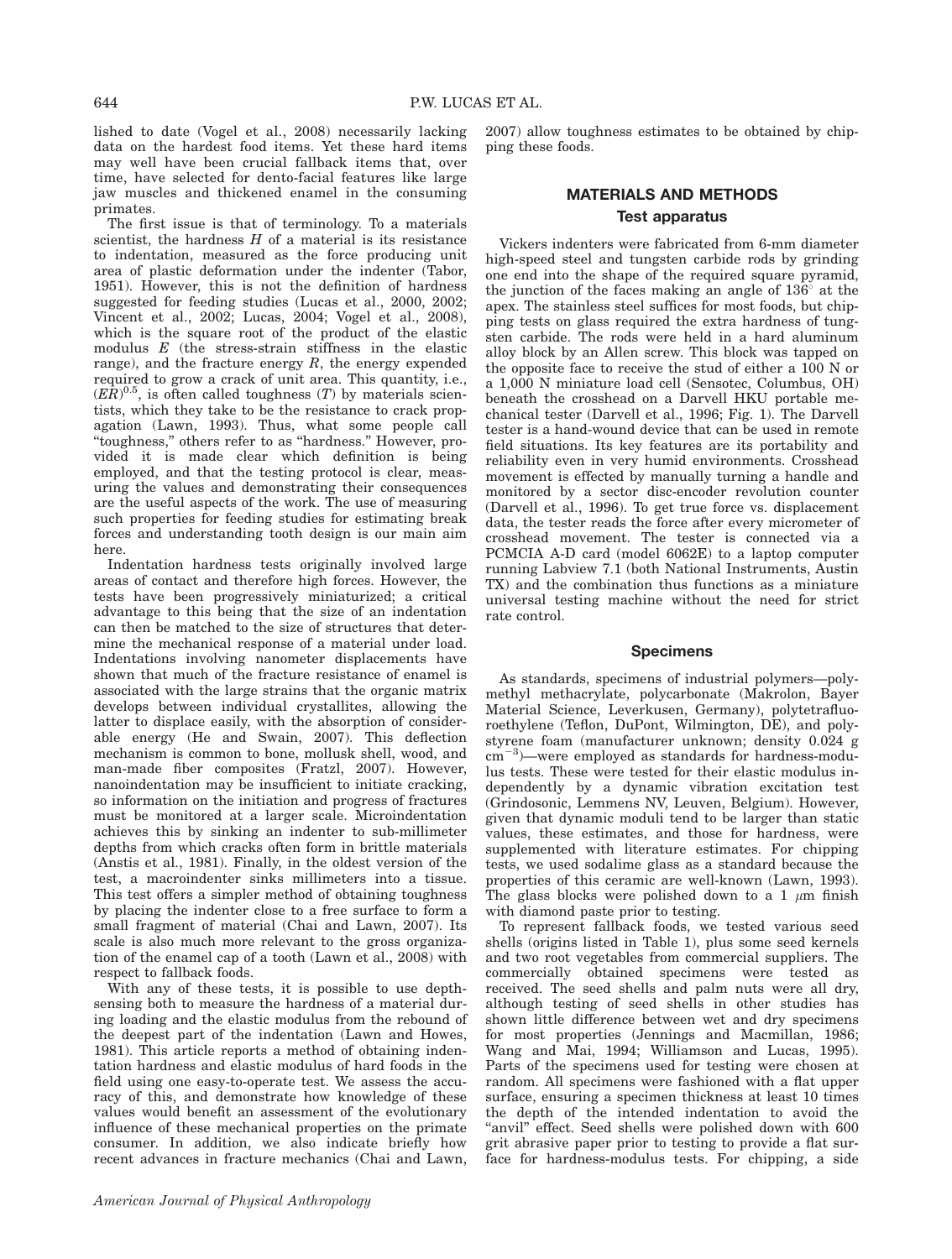lished to date (Vogel et al., 2008) necessarily lacking data on the hardest food items. Yet these hard items may well have been crucial fallback items that, over time, have selected for dento-facial features like large jaw muscles and thickened enamel in the consuming primates.

The first issue is that of terminology. To a materials scientist, the hardness $H$ of a material is its resistance to indentation, measured as the force producing unit area of plastic deformation under the indenter (Tabor, 1951). However, this is not the definition of hardness suggested for feeding studies (Lucas et al., 2000, 2002; Vincent et al., 2002; Lucas, 2004; Vogel et al., 2008), which is the square root of the product of the elastic modulus $E$ (the stress-strain stiffness in the elastic range), and the fracture energy $R$, the energy expended required to grow a crack of unit area. This quantity, i.e., $(ER)^{0.5}$, is often called toughness ($T$) by materials scientists, which they take to be the resistance to crack propagation (Lawn, 1993). Thus, what some people call "toughness," others refer to as "hardness." However, provided it is made clear which definition is being employed, and that the testing protocol is clear, measuring the values and demonstrating their consequences are the useful aspects of the work. The use of measuring such properties for feeding studies for estimating break forces and understanding tooth design is our main aim here.

Indentation hardness tests originally involved large areas of contact and therefore high forces. However, the tests have been progressively miniaturized; a critical advantage to this being that the size of an indentation can then be matched to the size of structures that determine the mechanical response of a material under load. Indentations involving nanometer displacements have shown that much of the fracture resistance of enamel is associated with the large strains that the organic matrix develops between individual crystallites, allowing the latter to displace easily, with the absorption of considerable energy (He and Swain, 2007). This deflection mechanism is common to bone, mollusk shell, wood, and man-made fiber composites (Fratzl, 2007). However, nanoindentation may be insufficient to initiate cracking, so information on the initiation and progress of fractures must be monitored at a larger scale. Microindentation achieves this by sinking an indenter to sub-millimeter depths from which cracks often form in brittle materials (Anstis et al., 1981). Finally, in the oldest version of the test, a macroindenter sinks millimeters into a tissue. This test offers a simpler method of obtaining toughness by placing the indenter close to a free surface to form a small fragment of material (Chai and Lawn, 2007). Its scale is also much more relevant to the gross organization of the enamel cap of a tooth (Lawn et al., 2008) with respect to fallback foods.

With any of these tests, it is possible to use depth-sensing both to measure the hardness of a material during loading and the elastic modulus from the rebound of the deepest part of the indentation (Lawn and Howes, 1981). This article reports a method of obtaining indentation hardness and elastic modulus of hard foods in the field using one easy-to-operate test. We assess the accuracy of this, and demonstrate how knowledge of these values would benefit an assessment of the evolutionary influence of these mechanical properties on the primate consumer. In addition, we also indicate briefly how recent advances in fracture mechanics (Chai and Lawn, 2007) allow toughness estimates to be obtained by chipping these foods.

## MATERIALS AND METHODS

### Test apparatus

Vickers indenters were fabricated from 6-mm diameter high-speed steel and tungsten carbide rods by grinding one end into the shape of the required square pyramid, the junction of the faces making an angle of 136° at the apex. The stainless steel suffices for most foods, but chipping tests on glass required the extra hardness of tungsten carbide. The rods were held in a hard aluminum alloy block by an Allen screw. This block was tapped on the opposite face to receive the stud of either a 100 N or a 1,000 N miniature load cell (Sensotec, Columbus, OH) beneath the crosshead on a Darvell HKU portable mechanical tester (Darvell et al., 1996; Fig. 1). The Darvell tester is a hand-wound device that can be used in remote field situations. Its key features are its portability and reliability even in very humid environments. Crosshead movement is effected by manually turning a handle and monitored by a sector disc-encoder revolution counter (Darvell et al., 1996). To get true force vs. displacement data, the tester reads the force after every micrometer of crosshead movement. The tester is connected via a PCMCIA A-D card (model 6062E) to a laptop computer running Labview 7.1 (both National Instruments, Austin TX) and the combination thus functions as a miniature universal testing machine without the need for strict rate control.

### Specimens

As standards, specimens of industrial polymers—polymethyl methacrylate, polycarbonate (Makrolon, Bayer Material Science, Leverkusen, Germany), polytetrafluoroethylene (Teflon, DuPont, Wilmington, DE), and polystyrene foam (manufacturer unknown; density 0.024 g cm$^{-3}$)—were employed as standards for hardness-modulus tests. These were tested for their elastic modulus independently by a dynamic vibration excitation test (Grindosonic, Lemmens NV, Leuven, Belgium). However, given that dynamic moduli tend to be larger than static values, these estimates, and those for hardness, were supplemented with literature estimates. For chipping tests, we used sodalime glass as a standard because the properties of this ceramic are well-known (Lawn, 1993). The glass blocks were polished down to a 1 $\mu$m finish with diamond paste prior to testing.

To represent fallback foods, we tested various seed shells (origins listed in Table 1), plus some seed kernels and two root vegetables from commercial suppliers. The commercially obtained specimens were tested as received. The seed shells and palm nuts were all dry, although testing of seed shells in other studies has shown little difference between wet and dry specimens for most properties (Jennings and Macmillan, 1986; Wang and Mai, 1994; Williamson and Lucas, 1995). Parts of the specimens used for testing were chosen at random. All specimens were fashioned with a flat upper surface, ensuring a specimen thickness at least 10 times the depth of the intended indentation to avoid the "anvil" effect. Seed shells were polished down with 600 grit abrasive paper prior to testing to provide a flat surface for hardness-modulus tests. For chipping, a side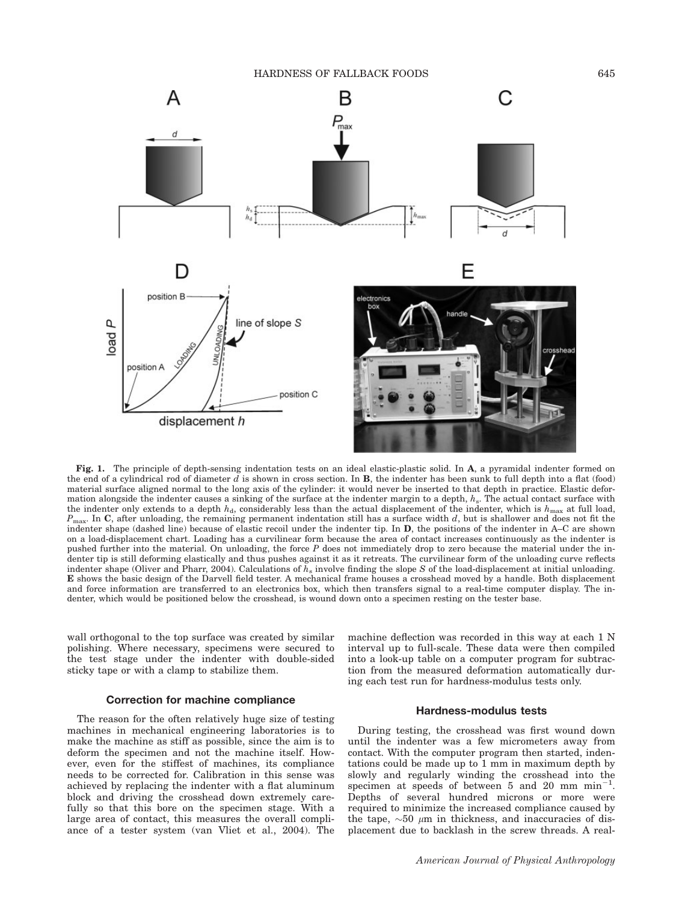A

B

C

$P_{max}$

$d$

$h_s$

$h_d$

$h_{max}$

$d$

D

E

position B

line of slope $S$

load $P$

LOADING

UNLOADING

position A

position C

displacement $h$

electronics box

handle

crosshead

**Fig. 1.** The principle of depth-sensing indentation tests on an ideal elastic-plastic solid. In **A**, a pyramidal indenter formed on the end of a cylindrical rod of diameter $d$ is shown in cross section. In **B**, the indenter has been sunk to full depth into a flat (food) material surface aligned normal to the long axis of the cylinder: it would never be inserted to that depth in practice. Elastic deformation alongside the indenter causes a sinking of the surface at the indenter margin to a depth, $h_s$. The actual contact surface with the indenter only extends to a depth $h_d$, considerably less than the actual displacement of the indenter, which is $h_{max}$ at full load, $P_{max}$. In **C**, after unloading, the remaining permanent indentation still has a surface width $d$, but is shallower and does not fit the indenter shape (dashed line) because of elastic recoil under the indenter tip. In **D**, the positions of the indenter in A–C are shown on a load-displacement chart. Loading has a curvilinear form because the area of contact increases continuously as the indenter is pushed further into the material. On unloading, the force $P$ does not immediately drop to zero because the material under the indenter tip is still deforming elastically and thus pushes against it as it retreats. The curvilinear form of the unloading curve reflects indenter shape (Oliver and Pharr, 2004). Calculations of $h_s$ involve finding the slope $S$ of the load-displacement at initial unloading. **E** shows the basic design of the Darvell field tester. A mechanical frame houses a crosshead moved by a handle. Both displacement and force information are transferred to an electronics box, which then transfers signal to a real-time computer display. The indenter, which would be positioned below the crosshead, is wound down onto a specimen resting on the tester base.

wall orthogonal to the top surface was created by similar polishing. Where necessary, specimens were secured to the test stage under the indenter with double-sided sticky tape or with a clamp to stabilize them.

### Correction for machine compliance

The reason for the often relatively huge size of testing machines in mechanical engineering laboratories is to make the machine as stiff as possible, since the aim is to deform the specimen and not the machine itself. However, even for the stiffest of machines, its compliance needs to be corrected for. Calibration in this sense was achieved by replacing the indenter with a flat aluminum block and driving the crosshead down extremely carefully so that this bore on the specimen stage. With a large area of contact, this measures the overall compliance of a tester system (van Vliet et al., 2004). The machine deflection was recorded in this way at each 1 N interval up to full-scale. These data were then compiled into a look-up table on a computer program for subtraction from the measured deformation automatically during each test run for hardness-modulus tests only.

### Hardness-modulus tests

During testing, the crosshead was first wound down until the indenter was a few micrometers away from contact. With the computer program then started, indentations could be made up to 1 mm in maximum depth by slowly and regularly winding the crosshead into the specimen at speeds of between 5 and 20 mm min$^{-1}$. Depths of several hundred microns or more were required to minimize the increased compliance caused by the tape, ~50 $\mu$m in thickness, and inaccuracies of displacement due to backlash in the screw threads. A real-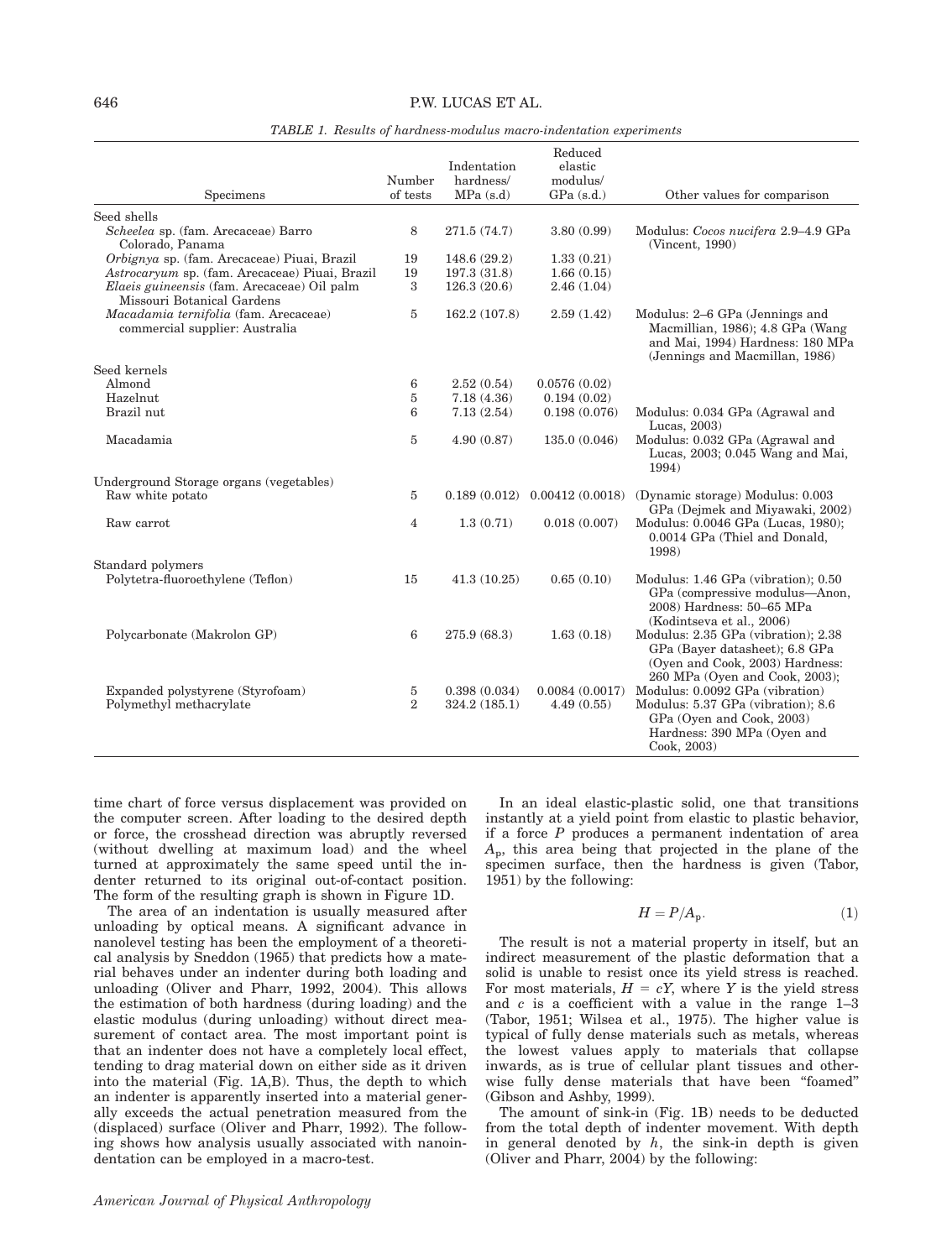*TABLE 1. Results of hardness-modulus macro-indentation experiments*

| Specimens | Number of tests | Indentation hardness/ MPa (s.d) | Reduced elastic modulus/ GPa (s.d.) | Other values for comparison |
|---|---|---|---|---|
| Seed shells | | | | |
| *Scheelea* sp. (fam. Arecaceae) Barro Colorado, Panama | 8 | 271.5 (74.7) | 3.80 (0.99) | Modulus: *Cocos nucifera* 2.9–4.9 GPa (Vincent, 1990) |
| *Orbignya* sp. (fam. Arecaceae) Piuai, Brazil | 19 | 148.6 (29.2) | 1.33 (0.21) | |
| *Astrocaryum* sp. (fam. Arecaceae) Piuai, Brazil | 19 | 197.3 (31.8) | 1.66 (0.15) | |
| *Elaeis guineensis* (fam. Arecaceae) Oil palm Missouri Botanical Gardens | 3 | 126.3 (20.6) | 2.46 (1.04) | |
| *Macadamia ternifolia* (fam. Arecaceae) commercial supplier: Australia | 5 | 162.2 (107.8) | 2.59 (1.42) | Modulus: 2–6 GPa (Jennings and Macmillian, 1986); 4.8 GPa (Wang and Mai, 1994) Hardness: 180 MPa (Jennings and Macmillan, 1986) |
| Seed kernels | | | | |
| Almond | 6 | 2.52 (0.54) | 0.0576 (0.02) | |
| Hazelnut | 5 | 7.18 (4.36) | 0.194 (0.02) | |
| Brazil nut | 6 | 7.13 (2.54) | 0.198 (0.076) | Modulus: 0.034 GPa (Agrawal and Lucas, 2003) |
| Macadamia | 5 | 4.90 (0.87) | 135.0 (0.046) | Modulus: 0.032 GPa (Agrawal and Lucas, 2003; 0.045 Wang and Mai, 1994) |
| Underground Storage organs (vegetables) | | | | |
| Raw white potato | 5 | 0.189 (0.012) | 0.00412 (0.0018) | (Dynamic storage) Modulus: 0.003 GPa (Dejmek and Miyawaki, 2002) |
| Raw carrot | 4 | 1.3 (0.71) | 0.018 (0.007) | Modulus: 0.0046 GPa (Lucas, 1980); 0.0014 GPa (Thiel and Donald, 1998) |
| Standard polymers | | | | |
| Polytetra-fluoroethylene (Teflon) | 15 | 41.3 (10.25) | 0.65 (0.10) | Modulus: 1.46 GPa (vibration); 0.50 GPa (compressive modulus—Anon, 2008) Hardness: 50–65 MPa (Kodintseva et al., 2006) |
| Polycarbonate (Makrolon GP) | 6 | 275.9 (68.3) | 1.63 (0.18) | Modulus: 2.35 GPa (vibration); 2.38 GPa (Bayer datasheet); 6.8 GPa (Oyen and Cook, 2003) Hardness: 260 MPa (Oyen and Cook, 2003); |
| Expanded polystyrene (Styrofoam) | 5 | 0.398 (0.034) | 0.0084 (0.0017) | Modulus: 0.0092 GPa (vibration) |
| Polymethyl methacrylate | 2 | 324.2 (185.1) | 4.49 (0.55) | Modulus: 5.37 GPa (vibration); 8.6 GPa (Oyen and Cook, 2003) Hardness: 390 MPa (Oyen and Cook, 2003) |

time chart of force versus displacement was provided on the computer screen. After loading to the desired depth or force, the crosshead direction was abruptly reversed (without dwelling at maximum load) and the wheel turned at approximately the same speed until the indenter returned to its original out-of-contact position. The form of the resulting graph is shown in Figure 1D.

The area of an indentation is usually measured after unloading by optical means. A significant advance in nanolevel testing has been the employment of a theoretical analysis by Sneddon (1965) that predicts how a material behaves under an indenter during both loading and unloading (Oliver and Pharr, 1992, 2004). This allows the estimation of both hardness (during loading) and the elastic modulus (during unloading) without direct measurement of contact area. The most important point is that an indenter does not have a completely local effect, tending to drag material down on either side as it driven into the material (Fig. 1A,B). Thus, the depth to which an indenter is apparently inserted into a material generally exceeds the actual penetration measured from the (displaced) surface (Oliver and Pharr, 1992). The following shows how analysis usually associated with nanoindentation can be employed in a macro-test.

In an ideal elastic-plastic solid, one that transitions instantly at a yield point from elastic to plastic behavior, if a force $P$ produces a permanent indentation of area $A_p$, this area being that projected in the plane of the specimen surface, then the hardness is given (Tabor, 1951) by the following:

$$H = P/A_p. \quad (1)$$

The result is not a material property in itself, but an indirect measurement of the plastic deformation that a solid is unable to resist once its yield stress is reached. For most materials, $H = cY$, where $Y$ is the yield stress and $c$ is a coefficient with a value in the range 1–3 (Tabor, 1951; Wilsea et al., 1975). The higher value is typical of fully dense materials such as metals, whereas the lowest values apply to materials that collapse inwards, as is true of cellular plant tissues and otherwise fully dense materials that have been "foamed" (Gibson and Ashby, 1999).

The amount of sink-in (Fig. 1B) needs to be deducted from the total depth of indenter movement. With depth in general denoted by $h$, the sink-in depth is given (Oliver and Pharr, 2004) by the following: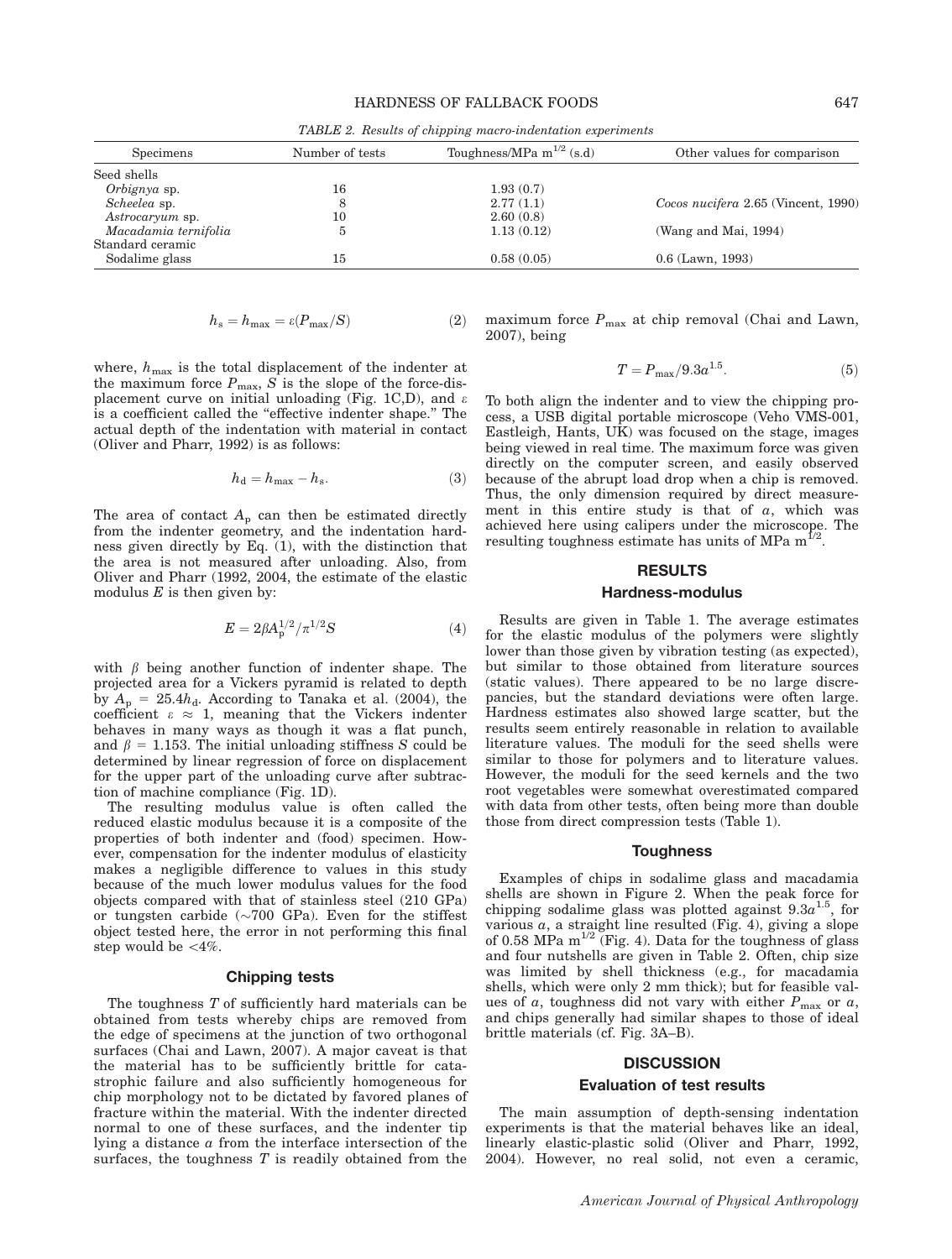TABLE 2. *Results of chipping macro-indentation experiments*

| Specimens | Number of tests | Toughness/MPa m$^{1/2}$ (s.d) | Other values for comparison |
|---|---|---|---|
| Seed shells | | | |
| *Orbignya* sp. | 16 | 1.93 (0.7) | |
| *Scheelea* sp. | 8 | 2.77 (1.1) | *Cocos nucifera* 2.65 (Vincent, 1990) |
| *Astrocaryum* sp. | 10 | 2.60 (0.8) | |
| *Macadamia ternifolia* | 5 | 1.13 (0.12) | (Wang and Mai, 1994) |
| Standard ceramic | | | |
| Sodalime glass | 15 | 0.58 (0.05) | 0.6 (Lawn, 1993) |

$$h_s = h_{max} = \varepsilon(P_{max}/S) \tag{2}$$

where, $h_{max}$ is the total displacement of the indenter at the maximum force $P_{max}$, $S$ is the slope of the force-displacement curve on initial unloading (Fig. 1C,D), and $\varepsilon$ is a coefficient called the "effective indenter shape." The actual depth of the indentation with material in contact (Oliver and Pharr, 1992) is as follows:

$$h_d = h_{max} - h_s. \tag{3}$$

The area of contact $A_p$ can then be estimated directly from the indenter geometry, and the indentation hardness given directly by Eq. (1), with the distinction that the area is not measured after unloading. Also, from Oliver and Pharr (1992, 2004, the estimate of the elastic modulus $E$ is then given by:

$$E = 2\beta A_p^{1/2}/\pi^{1/2}S \tag{4}$$

with $\beta$ being another function of indenter shape. The projected area for a Vickers pyramid is related to depth by $A_p = 25.4h_d$. According to Tanaka et al. (2004), the coefficient $\varepsilon \approx 1$, meaning that the Vickers indenter behaves in many ways as though it was a flat punch, and $\beta = 1.153$. The initial unloading stiffness $S$ could be determined by linear regression of force on displacement for the upper part of the unloading curve after subtraction of machine compliance (Fig. 1D).

The resulting modulus value is often called the reduced elastic modulus because it is a composite of the properties of both indenter and (food) specimen. However, compensation for the indenter modulus of elasticity makes a negligible difference to values in this study because of the much lower modulus values for the food objects compared with that of stainless steel (210 GPa) or tungsten carbide (~700 GPa). Even for the stiffest object tested here, the error in not performing this final step would be <4%.

### Chipping tests

The toughness $T$ of sufficiently hard materials can be obtained from tests whereby chips are removed from the edge of specimens at the junction of two orthogonal surfaces (Chai and Lawn, 2007). A major caveat is that the material has to be sufficiently brittle for catastrophic failure and also sufficiently homogeneous for chip morphology not to be dictated by favored planes of fracture within the material. With the indenter directed normal to one of these surfaces, and the indenter tip lying a distance $a$ from the interface intersection of the surfaces, the toughness $T$ is readily obtained from the maximum force $P_{max}$ at chip removal (Chai and Lawn, 2007), being

$$T = P_{max}/9.3a^{1.5}. \tag{5}$$

To both align the indenter and to view the chipping process, a USB digital portable microscope (Veho VMS-001, Eastleigh, Hants, UK) was focused on the stage, images being viewed in real time. The maximum force was given directly on the computer screen, and easily observed because of the abrupt load drop when a chip is removed. Thus, the only dimension required by direct measurement in this entire study is that of $a$, which was achieved here using calipers under the microscope. The resulting toughness estimate has units of MPa m$^{1/2}$.

## RESULTS

### Hardness-modulus

Results are given in Table 1. The average estimates for the elastic modulus of the polymers were slightly lower than those given by vibration testing (as expected), but similar to those obtained from literature sources (static values). There appeared to be no large discrepancies, but the standard deviations were often large. Hardness estimates also showed large scatter, but the results seem entirely reasonable in relation to available literature values. The moduli for the seed shells were similar to those for polymers and to literature values. However, the moduli for the seed kernels and the two root vegetables were somewhat overestimated compared with data from other tests, often being more than double those from direct compression tests (Table 1).

### Toughness

Examples of chips in sodalime glass and macadamia shells are shown in Figure 2. When the peak force for chipping sodalime glass was plotted against $9.3a^{1.5}$, for various $a$, a straight line resulted (Fig. 4), giving a slope of 0.58 MPa m$^{1/2}$ (Fig. 4). Data for the toughness of glass and four nutshells are given in Table 2. Often, chip size was limited by shell thickness (e.g., for macadamia shells, which were only 2 mm thick); but for feasible values of $a$, toughness did not vary with either $P_{max}$ or $a$, and chips generally had similar shapes to those of ideal brittle materials (cf. Fig. 3A–B).

## DISCUSSION

### Evaluation of test results

The main assumption of depth-sensing indentation experiments is that the material behaves like an ideal, linearly elastic-plastic solid (Oliver and Pharr, 1992, 2004). However, no real solid, not even a ceramic,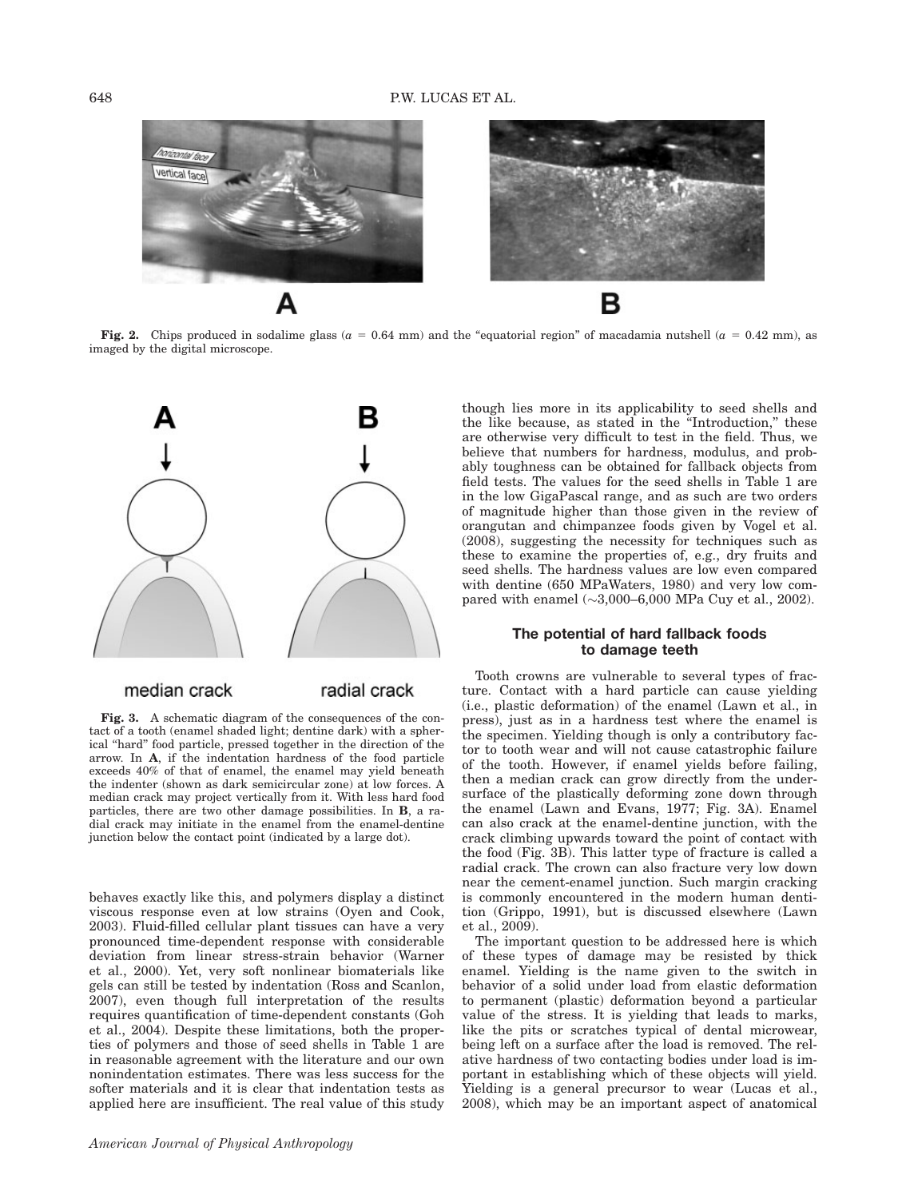**Fig. 2.** Chips produced in sodalime glass ($a$ = 0.64 mm) and the "equatorial region" of macadamia nutshell ($a$ = 0.42 mm), as imaged by the digital microscope.

**Fig. 3.** A schematic diagram of the consequences of the contact of a tooth (enamel shaded light; dentine dark) with a spherical "hard" food particle, pressed together in the direction of the arrow. In **A**, if the indentation hardness of the food particle exceeds 40% of that of enamel, the enamel may yield beneath the indenter (shown as dark semicircular zone) at low forces. A median crack may project vertically from it. With less hard food particles, there are two other damage possibilities. In **B**, a radial crack may initiate in the enamel from the enamel-dentine junction below the contact point (indicated by a large dot).

behaves exactly like this, and polymers display a distinct viscous response even at low strains (Oyen and Cook, 2003). Fluid-filled cellular plant tissues can have a very pronounced time-dependent response with considerable deviation from linear stress-strain behavior (Warner et al., 2000). Yet, very soft nonlinear biomaterials like gels can still be tested by indentation (Ross and Scanlon, 2007), even though full interpretation of the results requires quantification of time-dependent constants (Goh et al., 2004). Despite these limitations, both the properties of polymers and those of seed shells in Table 1 are in reasonable agreement with the literature and our own nonindentation estimates. There was less success for the softer materials and it is clear that indentation tests as applied here are insufficient. The real value of this study though lies more in its applicability to seed shells and the like because, as stated in the "Introduction," these are otherwise very difficult to test in the field. Thus, we believe that numbers for hardness, modulus, and probably toughness can be obtained for fallback objects from field tests. The values for the seed shells in Table 1 are in the low GigaPascal range, and as such are two orders of magnitude higher than those given in the review of orangutan and chimpanzee foods given by Vogel et al. (2008), suggesting the necessity for techniques such as these to examine the properties of, e.g., dry fruits and seed shells. The hardness values are low even compared with dentine (650 MPaWaters, 1980) and very low compared with enamel (~3,000–6,000 MPa Cuy et al., 2002).

## The potential of hard fallback foods to damage teeth

Tooth crowns are vulnerable to several types of fracture. Contact with a hard particle can cause yielding (i.e., plastic deformation) of the enamel (Lawn et al., in press), just as in a hardness test where the enamel is the specimen. Yielding though is only a contributory factor to tooth wear and will not cause catastrophic failure of the tooth. However, if enamel yields before failing, then a median crack can grow directly from the undersurface of the plastically deforming zone down through the enamel (Lawn and Evans, 1977; Fig. 3A). Enamel can also crack at the enamel-dentine junction, with the crack climbing upwards toward the point of contact with the food (Fig. 3B). This latter type of fracture is called a radial crack. The crown can also fracture very low down near the cement-enamel junction. Such margin cracking is commonly encountered in the modern human dentition (Grippo, 1991), but is discussed elsewhere (Lawn et al., 2009).

The important question to be addressed here is which of these types of damage may be resisted by thick enamel. Yielding is the name given to the switch in behavior of a solid under load from elastic deformation to permanent (plastic) deformation beyond a particular value of the stress. It is yielding that leads to marks, like the pits or scratches typical of dental microwear, being left on a surface after the load is removed. The relative hardness of two contacting bodies under load is important in establishing which of these objects will yield. Yielding is a general precursor to wear (Lucas et al., 2008), which may be an important aspect of anatomical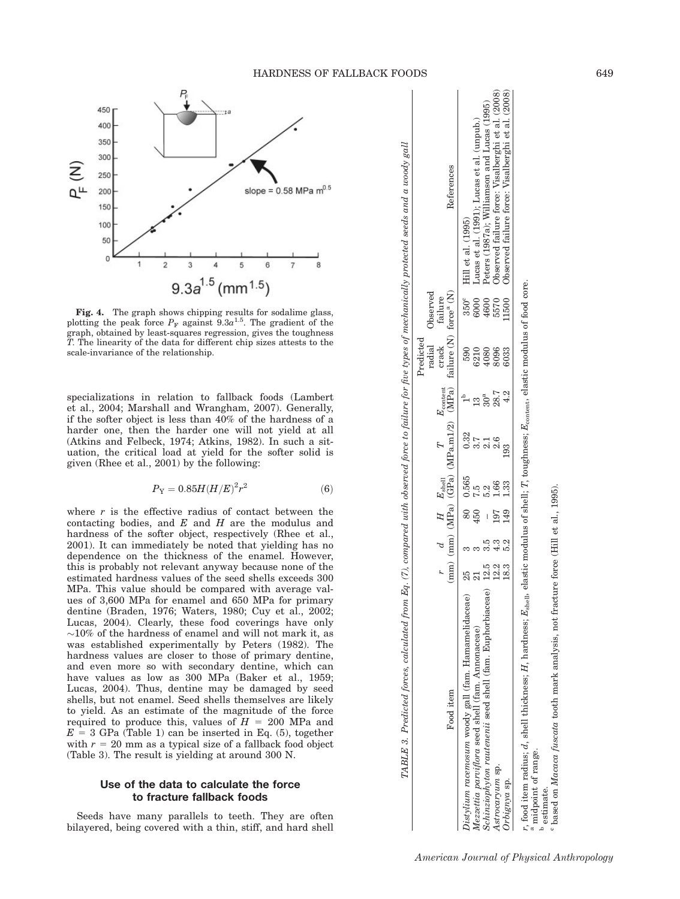**Fig. 4.** The graph shows chipping results for sodalime glass, plotting the peak force $P_F$ against $9.3a^{1.5}$. The gradient of the graph, obtained by least-squares regression, gives the toughness $T$. The linearity of the data for different chip sizes attests to the scale-invariance of the relationship.

specializations in relation to fallback foods (Lambert et al., 2004; Marshall and Wrangham, 2007). Generally, if the softer object is less than 40% of the hardness of a harder one, then the harder one will not yield at all (Atkins and Felbeck, 1974; Atkins, 1982). In such a situation, the critical load at yield for the softer solid is given (Rhee et al., 2001) by the following:

$$P_Y = 0.85H(H/E)^2r^2 \quad (6)$$

where $r$ is the effective radius of contact between the contacting bodies, and $E$ and $H$ are the modulus and hardness of the softer object, respectively (Rhee et al., 2001). It can immediately be noted that yielding has no dependence on the thickness of the enamel. However, this is probably not relevant anyway because none of the estimated hardness values of the seed shells exceeds 300 MPa. This value should be compared with average values of 3,600 MPa for enamel and 650 MPa for primary dentine (Braden, 1976; Waters, 1980; Cuy et al., 2002; Lucas, 2004). Clearly, these food coverings have only ~10% of the hardness of enamel and will not mark it, as was established experimentally by Peters (1982). The hardness values are closer to those of primary dentine, and even more so with secondary dentine, which can have values as low as 300 MPa (Baker et al., 1959; Lucas, 2004). Thus, dentine may be damaged by seed shells, but not enamel. Seed shells themselves are likely to yield. As an estimate of the magnitude of the force required to produce this, values of $H$ = 200 MPa and $E$ = 3 GPa (Table 1) can be inserted in Eq. (5), together with $r$ = 20 mm as a typical size of a fallback food object (Table 3). The result is yielding at around 300 N.

## Use of the data to calculate the force to fracture fallback foods

Seeds have many parallels to teeth. They are often bilayered, being covered with a thin, stiff, and hard shell

TABLE 3. *Predicted forces, calculated from Eq. (7), compared with observed force to failure for five types of mechanically protected seeds and a woody gall*

| Food item | $r$ (mm) | $d$ (mm) | $H$ (MPa) | $E_{shell}$ (GPa) | $T$ (MPa.m1/2) | $E_{content}$ (MPa) | Predicted radial crack failure (N) | Observed failure force[a] (N) | References |
|---|---|---|---|---|---|---|---|---|---|
| *Distylium racemosum* woody gall (fam. Hamamelidaceae) | 25 | 3 | 80 | 0.565 | 0.32 | 1[b] | 590 | 350[c] | Hill et al. (1995) |
| *Mezzettia parviflora* seed shell (fam. Annonaceae) | 21 | 3 | 450 | 7.5 | 3.7 | 13 | 6210 | 6000 | Lucas et al. (1991); Lucas et al. (unpub.) |
| *Schinziophyton rautenenii* seed shell (fam. Euphorbiaceae) | 12.5 | 3.5 | – | 5.2 | 2.1 | 30[a] | 4080 | 4600 | Peters (1987a); Williamson and Lucas (1995) |
| *Astrocaryum* sp. | 12.2 | 4.3 | 197 | 1.66 | 2.6 | 28.7 | 8096 | 5570 | Observed failure force: Visalberghi et al. (2008) |
| *Orbignya* sp. | 18.3 | 5.2 | 149 | 1.33 | 193 | 4.2 | 6033 | 11500 | Observed failure force: Visalberghi et al. (2008) |

$r$, food item radius; $d$, shell thickness; $H$, hardness; $E_{shell}$, elastic modulus of shell; $T$, toughness; $E_{content}$, elastic modulus of food core.
[a] midpoint of range.
[b] estimate.
[c] based on *Macaca fuscata* tooth mark analysis, not fracture force (Hill et al., 1995).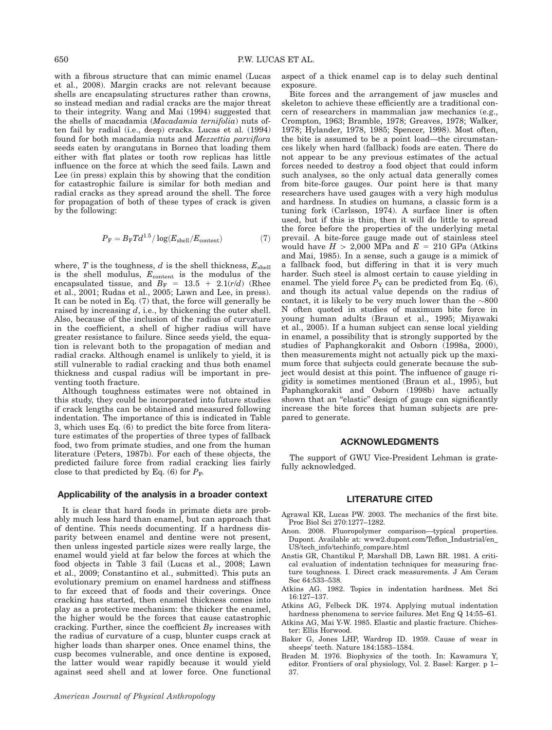with a fibrous structure that can mimic enamel (Lucas et al., 2008). Margin cracks are not relevant because shells are encapsulating structures rather than crowns, so instead median and radial cracks are the major threat to their integrity. Wang and Mai (1994) suggested that the shells of macadamia (*Macadamia ternifolia*) nuts often fail by radial (i.e., deep) cracks. Lucas et al. (1994) found for both macadamia nuts and *Mezzettia parviflora* seeds eaten by orangutans in Borneo that loading them either with flat plates or tooth row replicas has little influence on the force at which the seed fails. Lawn and Lee (in press) explain this by showing that the condition for catastrophic failure is similar for both median and radial cracks as they spread around the shell. The force for propagation of both of these types of crack is given by the following:

$$P_F = B_F T d^{1.5} / \log(E_{shell}/E_{content}) \tag{7}$$

where, $T$ is the toughness, $d$ is the shell thickness, $E_{shell}$ is the shell modulus, $E_{content}$ is the modulus of the encapsulated tissue, and $B_F = 13.5 + 2.1(r/d)$ (Rhee et al., 2001; Rudas et al., 2005; Lawn and Lee, in press). It can be noted in Eq. (7) that, the force will generally be raised by increasing $d$, i.e., by thickening the outer shell. Also, because of the inclusion of the radius of curvature in the coefficient, a shell of higher radius will have greater resistance to failure. Since seeds yield, the equation is relevant both to the propagation of median and radial cracks. Although enamel is unlikely to yield, it is still vulnerable to radial cracking and thus both enamel thickness and cuspal radius will be important in preventing tooth fracture.

Although toughness estimates were not obtained in this study, they could be incorporated into future studies if crack lengths can be obtained and measured following indentation. The importance of this is indicated in Table 3, which uses Eq. (6) to predict the bite force from literature estimates of the properties of three types of fallback food, two from primate studies, and one from the human literature (Peters, 1987b). For each of these objects, the predicted failure force from radial cracking lies fairly close to that predicted by Eq. (6) for $P_F$.

## Applicability of the analysis in a broader context

It is clear that hard foods in primate diets are probably much less hard than enamel, but can approach that of dentine. This needs documenting. If a hardness disparity between enamel and dentine were not present, then unless ingested particle sizes were really large, the enamel would yield at far below the forces at which the food objects in Table 3 fail (Lucas et al., 2008; Lawn et al., 2009; Constantino et al., submitted). This puts an evolutionary premium on enamel hardness and stiffness to far exceed that of foods and their coverings. Once cracking has started, then enamel thickness comes into play as a protective mechanism: the thicker the enamel, the higher would be the forces that cause catastrophic cracking. Further, since the coefficient $B_F$ increases with the radius of curvature of a cusp, blunter cusps crack at higher loads than sharper ones. Once enamel thins, the cusp becomes vulnerable, and once dentine is exposed, the latter would wear rapidly because it would yield against seed shell and at lower force. One functional aspect of a thick enamel cap is to delay such dentinal exposure.

Bite forces and the arrangement of jaw muscles and skeleton to achieve these efficiently are a traditional concern of researchers in mammalian jaw mechanics (e.g., Crompton, 1963; Bramble, 1978; Greaves, 1978; Walker, 1978; Hylander, 1978, 1985; Spencer, 1998). Most often, the bite is assumed to be a point load—the circumstances likely when hard (fallback) foods are eaten. There do not appear to be any previous estimates of the actual forces needed to destroy a food object that could inform such analyses, so the only actual data generally comes from bite-force gauges. Our point here is that many researchers have used gauges with a very high modulus and hardness. In studies on humans, a classic form is a tuning fork (Carlsson, 1974). A surface liner is often used, but if this is thin, then it will do little to spread the force before the properties of the underlying metal prevail. A bite-force gauge made out of stainless steel would have $H > 2{,}000$ MPa and $E = 210$ GPa (Atkins and Mai, 1985). In a sense, such a gauge is a mimick of a fallback food, but differing in that it is very much harder. Such steel is almost certain to cause yielding in enamel. The yield force $P_Y$ can be predicted from Eq. (6), and though its actual value depends on the radius of contact, it is likely to be very much lower than the $\sim$800 N often quoted in studies of maximum bite force in young human adults (Braun et al., 1995; Miyawaki et al., 2005). If a human subject can sense local yielding in enamel, a possibility that is strongly supported by the studies of Paphangkorakit and Osborn (1998a, 2000), then measurements might not actually pick up the maximum force that subjects could generate because the subject would desist at this point. The influence of gauge rigidity is sometimes mentioned (Braun et al., 1995), but Paphangkorakit and Osborn (1998b) have actually shown that an "elastic" design of gauge can significantly increase the bite forces that human subjects are prepared to generate.

## ACKNOWLEDGMENTS

The support of GWU Vice-President Lehman is gratefully acknowledged.

## LITERATURE CITED

Agrawal KR, Lucas PW. 2003. The mechanics of the first bite. Proc Biol Sci 270:1277–1282.

Anon. 2008. Fluoropolymer comparison—typical properties. Dupont. Available at: www2.dupont.com/Teflon_Industrial/en_US/tech_info/techinfo_compare.html

Anstis GR, Chantikul P, Marshall DB, Lawn BR. 1981. A critical evaluation of indentation techniques for measuring fracture toughness. I. Direct crack measurements. J Am Ceram Soc 64:533–538.

Atkins AG. 1982. Topics in indentation hardness. Met Sci 16:127–137.

Atkins AG, Felbeck DK. 1974. Applying mutual indentation hardness phenomena to service failures. Met Eng Q 14:55–61.

Atkins AG, Mai Y-W. 1985. Elastic and plastic fracture. Chichester: Ellis Horwood.

Baker G, Jones LHP, Wardrop ID. 1959. Cause of wear in sheeps' teeth. Nature 184:1583–1584.

Braden M. 1976. Biophysics of the tooth. In: Kawamura Y, editor. Frontiers of oral physiology, Vol. 2. Basel: Karger. p 1–37.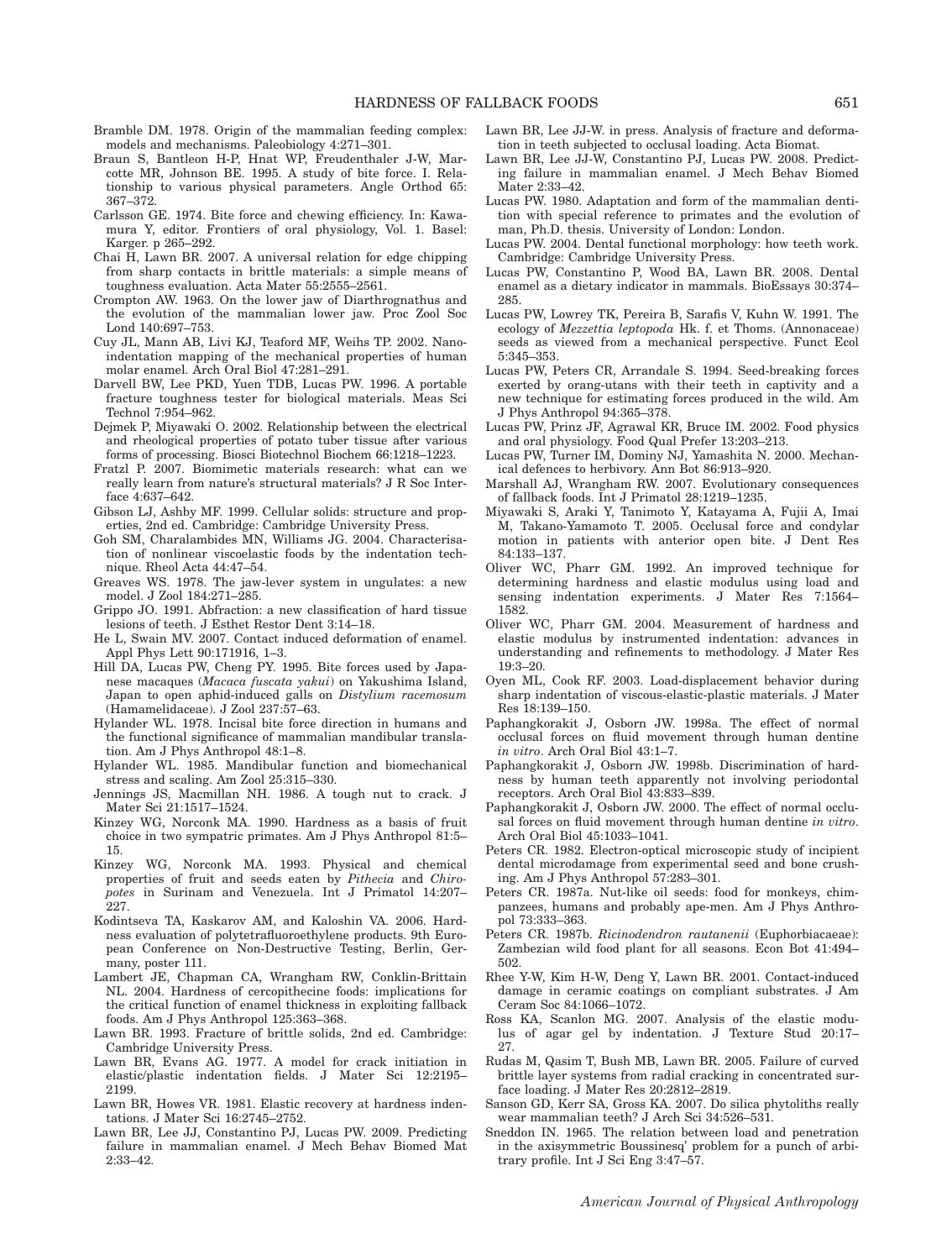Bramble DM. 1978. Origin of the mammalian feeding complex: models and mechanisms. Paleobiology 4:271–301.

Braun S, Bantleon H-P, Hnat WP, Freudenthaler J-W, Marcotte MR, Johnson BE. 1995. A study of bite force. I. Relationship to various physical parameters. Angle Orthod 65: 367–372.

Carlsson GE. 1974. Bite force and chewing efficiency. In: Kawamura Y, editor. Frontiers of oral physiology, Vol. 1. Basel: Karger. p 265–292.

Chai H, Lawn BR. 2007. A universal relation for edge chipping from sharp contacts in brittle materials: a simple means of toughness evaluation. Acta Mater 55:2555–2561.

Crompton AW. 1963. On the lower jaw of Diarthrognathus and the evolution of the mammalian lower jaw. Proc Zool Soc Lond 140:697–753.

Cuy JL, Mann AB, Livi KJ, Teaford MF, Weihs TP. 2002. Nanoindentation mapping of the mechanical properties of human molar enamel. Arch Oral Biol 47:281–291.

Darvell BW, Lee PKD, Yuen TDB, Lucas PW. 1996. A portable fracture toughness tester for biological materials. Meas Sci Technol 7:954–962.

Dejmek P, Miyawaki O. 2002. Relationship between the electrical and rheological properties of potato tuber tissue after various forms of processing. Biosci Biotechnol Biochem 66:1218–1223.

Fratzl P. 2007. Biomimetic materials research: what can we really learn from nature's structural materials? J R Soc Interface 4:637–642.

Gibson LJ, Ashby MF. 1999. Cellular solids: structure and properties, 2nd ed. Cambridge: Cambridge University Press.

Goh SM, Charalambides MN, Williams JG. 2004. Characterisation of nonlinear viscoelastic foods by the indentation technique. Rheol Acta 44:47–54.

Greaves WS. 1978. The jaw-lever system in ungulates: a new model. J Zool 184:271–285.

Grippo JO. 1991. Abfraction: a new classification of hard tissue lesions of teeth. J Esthet Restor Dent 3:14–18.

He L, Swain MV. 2007. Contact induced deformation of enamel. Appl Phys Lett 90:171916, 1–3.

Hill DA, Lucas PW, Cheng PY. 1995. Bite forces used by Japanese macaques (*Macaca fuscata yakui*) on Yakushima Island, Japan to open aphid-induced galls on *Distylium racemosum* (Hamamelidaceae). J Zool 237:57–63.

Hylander WL. 1978. Incisal bite force direction in humans and the functional significance of mammalian mandibular translation. Am J Phys Anthropol 48:1–8.

Hylander WL. 1985. Mandibular function and biomechanical stress and scaling. Am Zool 25:315–330.

Jennings JS, Macmillan NH. 1986. A tough nut to crack. J Mater Sci 21:1517–1524.

Kinzey WG, Norconk MA. 1990. Hardness as a basis of fruit choice in two sympatric primates. Am J Phys Anthropol 81:5–15.

Kinzey WG, Norconk MA. 1993. Physical and chemical properties of fruit and seeds eaten by *Pithecia* and *Chiropotes* in Surinam and Venezuela. Int J Primatol 14:207–227.

Kodintseva TA, Kaskarov AM, and Kaloshin VA. 2006. Hardness evaluation of polytetrafluoroethylene products. 9th European Conference on Non-Destructive Testing, Berlin, Germany, poster 111.

Lambert JE, Chapman CA, Wrangham RW, Conklin-Brittain NL. 2004. Hardness of cercopithecine foods: implications for the critical function of enamel thickness in exploiting fallback foods. Am J Phys Anthropol 125:363–368.

Lawn BR. 1993. Fracture of brittle solids, 2nd ed. Cambridge: Cambridge University Press.

Lawn BR, Evans AG. 1977. A model for crack initiation in elastic/plastic indentation fields. J Mater Sci 12:2195–2199.

Lawn BR, Howes VR. 1981. Elastic recovery at hardness indentations. J Mater Sci 16:2745–2752.

Lawn BR, Lee JJ, Constantino PJ, Lucas PW. 2009. Predicting failure in mammalian enamel. J Mech Behav Biomed Mat 2:33–42.

Lawn BR, Lee JJ-W. in press. Analysis of fracture and deformation in teeth subjected to occlusal loading. Acta Biomat.

Lawn BR, Lee JJ-W, Constantino PJ, Lucas PW. 2008. Predicting failure in mammalian enamel. J Mech Behav Biomed Mater 2:33–42.

Lucas PW. 1980. Adaptation and form of the mammalian dentition with special reference to primates and the evolution of man, Ph.D. thesis. University of London: London.

Lucas PW. 2004. Dental functional morphology: how teeth work. Cambridge: Cambridge University Press.

Lucas PW, Constantino P, Wood BA, Lawn BR. 2008. Dental enamel as a dietary indicator in mammals. BioEssays 30:374–285.

Lucas PW, Lowrey TK, Pereira B, Sarafis V, Kuhn W. 1991. The ecology of *Mezzettia leptopoda* Hk. f. et Thoms. (Annonaceae) seeds as viewed from a mechanical perspective. Funct Ecol 5:345–353.

Lucas PW, Peters CR, Arrandale S. 1994. Seed-breaking forces exerted by orang-utans with their teeth in captivity and a new technique for estimating forces produced in the wild. Am J Phys Anthropol 94:365–378.

Lucas PW, Prinz JF, Agrawal KR, Bruce IM. 2002. Food physics and oral physiology. Food Qual Prefer 13:203–213.

Lucas PW, Turner IM, Dominy NJ, Yamashita N. 2000. Mechanical defences to herbivory. Ann Bot 86:913–920.

Marshall AJ, Wrangham RW. 2007. Evolutionary consequences of fallback foods. Int J Primatol 28:1219–1235.

Miyawaki S, Araki Y, Tanimoto Y, Katayama A, Fujii A, Imai M, Takano-Yamamoto T. 2005. Occlusal force and condylar motion in patients with anterior open bite. J Dent Res 84:133–137.

Oliver WC, Pharr GM. 1992. An improved technique for determining hardness and elastic modulus using load and sensing indentation experiments. J Mater Res 7:1564–1582.

Oliver WC, Pharr GM. 2004. Measurement of hardness and elastic modulus by instrumented indentation: advances in understanding and refinements to methodology. J Mater Res 19:3–20.

Oyen ML, Cook RF. 2003. Load-displacement behavior during sharp indentation of viscous-elastic-plastic materials. J Mater Res 18:139–150.

Paphangkorakit J, Osborn JW. 1998a. The effect of normal occlusal forces on fluid movement through human dentine *in vitro*. Arch Oral Biol 43:1–7.

Paphangkorakit J, Osborn JW. 1998b. Discrimination of hardness by human teeth apparently not involving periodontal receptors. Arch Oral Biol 43:833–839.

Paphangkorakit J, Osborn JW. 2000. The effect of normal occlusal forces on fluid movement through human dentine *in vitro*. Arch Oral Biol 45:1033–1041.

Peters CR. 1982. Electron-optical microscopic study of incipient dental microdamage from experimental seed and bone crushing. Am J Phys Anthropol 57:283–301.

Peters CR. 1987a. Nut-like oil seeds: food for monkeys, chimpanzees, humans and probably ape-men. Am J Phys Anthropol 73:333–363.

Peters CR. 1987b. *Ricinodendron rautanenii* (Euphorbiacaeae): Zambezian wild food plant for all seasons. Econ Bot 41:494–502.

Rhee Y-W, Kim H-W, Deng Y, Lawn BR. 2001. Contact-induced damage in ceramic coatings on compliant substrates. J Am Ceram Soc 84:1066–1072.

Ross KA, Scanlon MG. 2007. Analysis of the elastic modulus of agar gel by indentation. J Texture Stud 20:17–27.

Rudas M, Qasim T, Bush MB, Lawn BR. 2005. Failure of curved brittle layer systems from radial cracking in concentrated surface loading. J Mater Res 20:2812–2819.

Sanson GD, Kerr SA, Gross KA. 2007. Do silica phytoliths really wear mammalian teeth? J Arch Sci 34:526–531.

Sneddon IN. 1965. The relation between load and penetration in the axisymmetric Boussinesq' problem for a punch of arbitrary profile. Int J Sci Eng 3:47–57.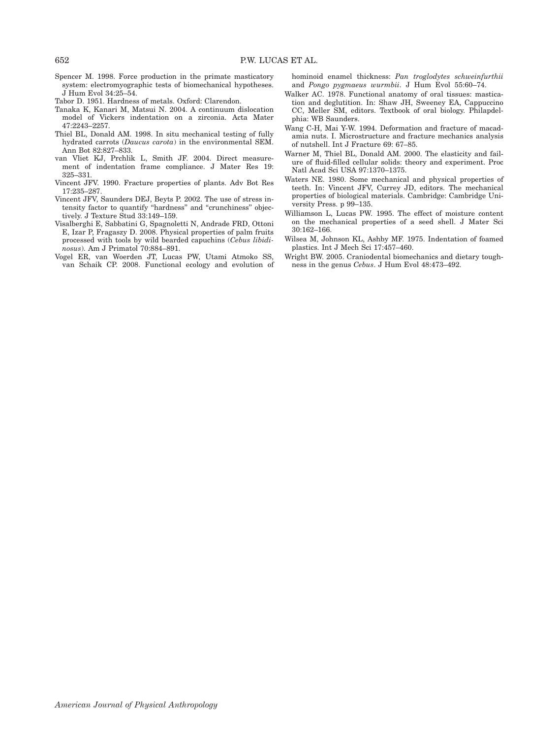Spencer M. 1998. Force production in the primate masticatory system: electromyographic tests of biomechanical hypotheses. J Hum Evol 34:25–54.

Tabor D. 1951. Hardness of metals. Oxford: Clarendon.

Tanaka K, Kanari M, Matsui N. 2004. A continuum dislocation model of Vickers indentation on a zirconia. Acta Mater 47:2243–2257.

Thiel BL, Donald AM. 1998. In situ mechanical testing of fully hydrated carrots (*Daucus carota*) in the environmental SEM. Ann Bot 82:827–833.

van Vliet KJ, Prchlik L, Smith JF. 2004. Direct measurement of indentation frame compliance. J Mater Res 19: 325–331.

Vincent JFV. 1990. Fracture properties of plants. Adv Bot Res 17:235–287.

Vincent JFV, Saunders DEJ, Beyts P. 2002. The use of stress intensity factor to quantify "hardness" and "crunchiness" objectively. J Texture Stud 33:149–159.

Visalberghi E, Sabbatini G, Spagnoletti N, Andrade FRD, Ottoni E, Izar P, Fragaszy D. 2008. Physical properties of palm fruits processed with tools by wild bearded capuchins (*Cebus libidinosus*). Am J Primatol 70:884–891.

Vogel ER, van Woerden JT, Lucas PW, Utami Atmoko SS, van Schaik CP. 2008. Functional ecology and evolution of hominoid enamel thickness: *Pan troglodytes schweinfurthii* and *Pongo pygmaeus wurmbii*. J Hum Evol 55:60–74.

Walker AC. 1978. Functional anatomy of oral tissues: mastication and deglutition. In: Shaw JH, Sweeney EA, Cappuccino CC, Meller SM, editors. Textbook of oral biology. Philapdelphia: WB Saunders.

Wang C-H, Mai Y-W. 1994. Deformation and fracture of macadamia nuts. I. Microstructure and fracture mechanics analysis of nutshell. Int J Fracture 69: 67–85.

Warner M, Thiel BL, Donald AM. 2000. The elasticity and failure of fluid-filled cellular solids: theory and experiment. Proc Natl Acad Sci USA 97:1370–1375.

Waters NE. 1980. Some mechanical and physical properties of teeth. In: Vincent JFV, Currey JD, editors. The mechanical properties of biological materials. Cambridge: Cambridge University Press. p 99–135.

Williamson L, Lucas PW. 1995. The effect of moisture content on the mechanical properties of a seed shell. J Mater Sci 30:162–166.

Wilsea M, Johnson KL, Ashby MF. 1975. Indentation of foamed plastics. Int J Mech Sci 17:457–460.

Wright BW. 2005. Craniodental biomechanics and dietary toughness in the genus *Cebus*. J Hum Evol 48:473–492.